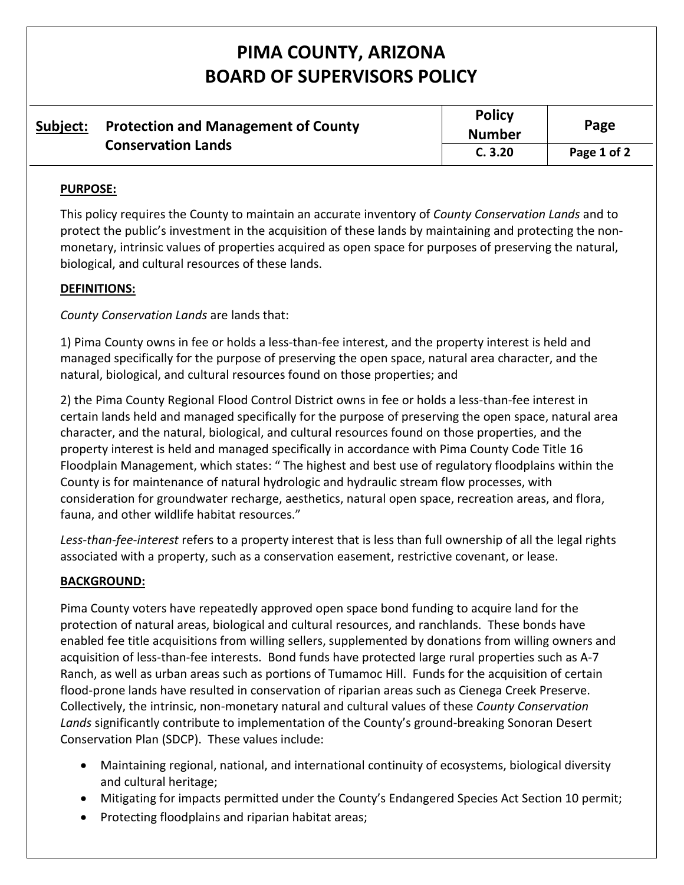# PIMA COUNTY, ARIZONA
# BOARD OF SUPERVISORS POLICY

| Subject: Protection and Management of County Conservation Lands | Policy Number | Page |
|---|---|---|
| | C. 3.20 | Page 1 of 2 |

**PURPOSE:**

This policy requires the County to maintain an accurate inventory of *County Conservation Lands* and to protect the public's investment in the acquisition of these lands by maintaining and protecting the non-monetary, intrinsic values of properties acquired as open space for purposes of preserving the natural, biological, and cultural resources of these lands.

**DEFINITIONS:**

*County Conservation Lands* are lands that:

1) Pima County owns in fee or holds a less-than-fee interest, and the property interest is held and managed specifically for the purpose of preserving the open space, natural area character, and the natural, biological, and cultural resources found on those properties; and

2) the Pima County Regional Flood Control District owns in fee or holds a less-than-fee interest in certain lands held and managed specifically for the purpose of preserving the open space, natural area character, and the natural, biological, and cultural resources found on those properties, and the property interest is held and managed specifically in accordance with Pima County Code Title 16 Floodplain Management, which states: " The highest and best use of regulatory floodplains within the County is for maintenance of natural hydrologic and hydraulic stream flow processes, with consideration for groundwater recharge, aesthetics, natural open space, recreation areas, and flora, fauna, and other wildlife habitat resources."

*Less-than-fee-interest* refers to a property interest that is less than full ownership of all the legal rights associated with a property, such as a conservation easement, restrictive covenant, or lease.

**BACKGROUND:**

Pima County voters have repeatedly approved open space bond funding to acquire land for the protection of natural areas, biological and cultural resources, and ranchlands. These bonds have enabled fee title acquisitions from willing sellers, supplemented by donations from willing owners and acquisition of less-than-fee interests. Bond funds have protected large rural properties such as A-7 Ranch, as well as urban areas such as portions of Tumamoc Hill. Funds for the acquisition of certain flood-prone lands have resulted in conservation of riparian areas such as Cienega Creek Preserve. Collectively, the intrinsic, non-monetary natural and cultural values of these *County Conservation Lands* significantly contribute to implementation of the County's ground-breaking Sonoran Desert Conservation Plan (SDCP). These values include:

- Maintaining regional, national, and international continuity of ecosystems, biological diversity and cultural heritage;
- Mitigating for impacts permitted under the County's Endangered Species Act Section 10 permit;
- Protecting floodplains and riparian habitat areas;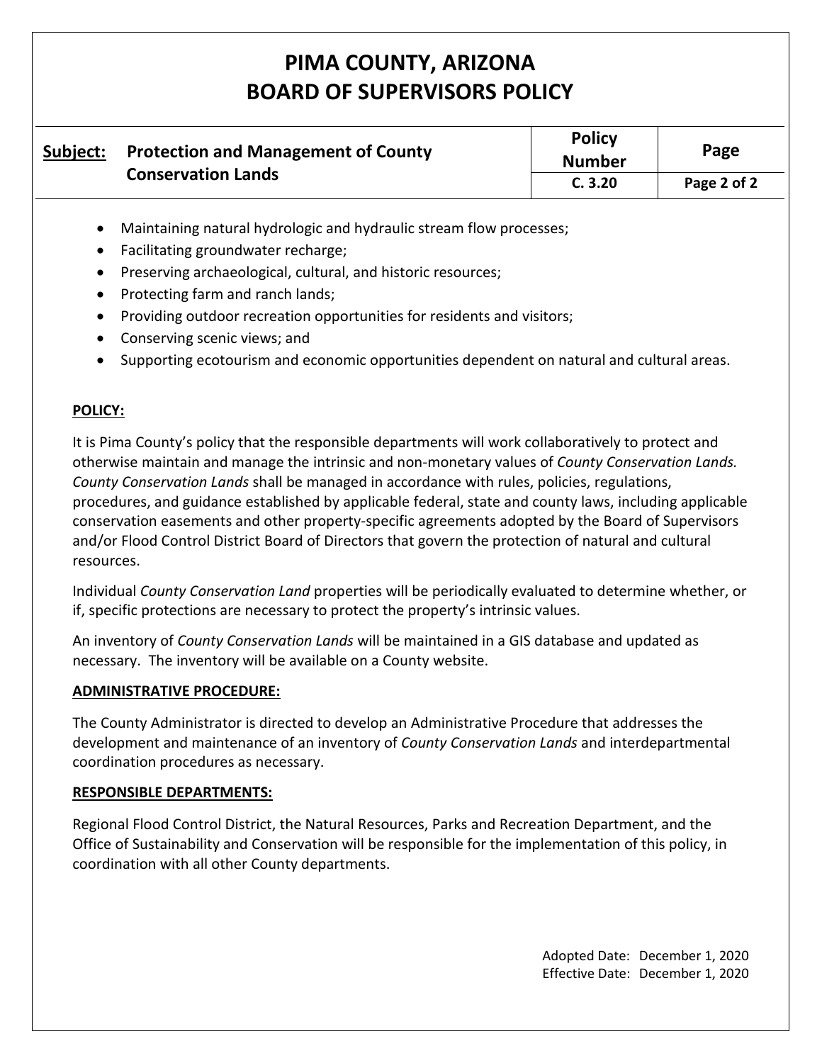- Maintaining natural hydrologic and hydraulic stream flow processes;
- Facilitating groundwater recharge;
- Preserving archaeological, cultural, and historic resources;
- Protecting farm and ranch lands;
- Providing outdoor recreation opportunities for residents and visitors;
- Conserving scenic views; and
- Supporting ecotourism and economic opportunities dependent on natural and cultural areas.

**POLICY:**

It is Pima County's policy that the responsible departments will work collaboratively to protect and otherwise maintain and manage the intrinsic and non-monetary values of *County Conservation Lands. County Conservation Lands* shall be managed in accordance with rules, policies, regulations, procedures, and guidance established by applicable federal, state and county laws, including applicable conservation easements and other property-specific agreements adopted by the Board of Supervisors and/or Flood Control District Board of Directors that govern the protection of natural and cultural resources.

Individual *County Conservation Land* properties will be periodically evaluated to determine whether, or if, specific protections are necessary to protect the property's intrinsic values.

An inventory of *County Conservation Lands* will be maintained in a GIS database and updated as necessary. The inventory will be available on a County website.

**ADMINISTRATIVE PROCEDURE:**

The County Administrator is directed to develop an Administrative Procedure that addresses the development and maintenance of an inventory of *County Conservation Lands* and interdepartmental coordination procedures as necessary.

**RESPONSIBLE DEPARTMENTS:**

Regional Flood Control District, the Natural Resources, Parks and Recreation Department, and the Office of Sustainability and Conservation will be responsible for the implementation of this policy, in coordination with all other County departments.

Adopted Date: December 1, 2020
Effective Date: December 1, 2020